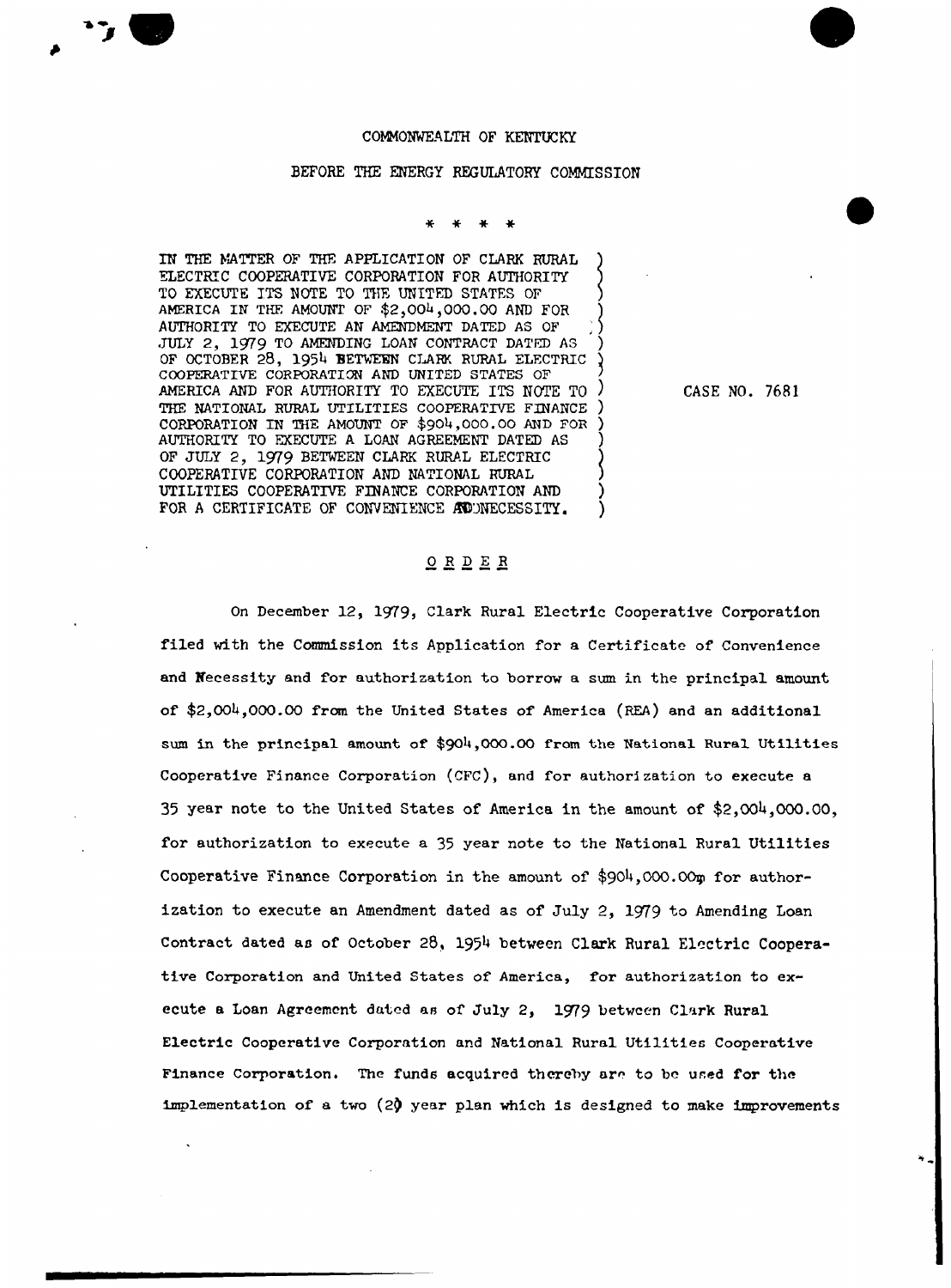COMMONWEALTH OF KENTUCKY

BEFORE THE ENERGY REGULATORY COMMISSION

\* \* \* \*

IN THE MATTER OF THE APPLICATION OF CLARK RURAL ELECTRIC COOPERATIVE CORPORATION FOR AUTHORITY TO EXECUTE ITS NOTE TO THE UNITED STATES OF AMERICA IN THE AMOUNT OF $2,004,000.00 AND FOR AUTHORITY TO EXECUTE AN AMENDMENT DATED AS OF JULY 2, 1979 TO AMENDING LOAN CONTRACT DATED AS OF OCTOBER 28, 1954 BETWEEN CLARK RURAL ELECTRIC COOPERATIVE CORPORATION AND UNITED STATES OF AMERICA AND FOR AUTHORITY TO EXECUTE ITS NOTE TO THE NATIONAL RURAL UTILITIES COOPERATIVE FINANCE CORPORATION IN THE AMOUNT OF $904,000.00 AND FOR AUTHORITY TO EXECUTE A LOAN AGREEMENT DATED AS OF JULY 2, 1979 BETWEEN CLARK RURAL ELECTRIC COOPERATIVE CORPORATION AND NATIONAL RURAL UTILITIES COOPERATIVE FINANCE CORPORATION AND FOR A CERTIFICATE OF CONVENIENCE AND NECESSITY.

CASE NO. 7681

## ORDER

On December 12, 1979, Clark Rural Electric Cooperative Corporation filed with the Commission its Application for a Certificate of Convenience and Necessity and for authorization to borrow a sum in the principal amount of $2,004,000.00 from the United States of America (REA) and an additional sum in the principal amount of $904,000.00 from the National Rural Utilities Cooperative Finance Corporation (CFC), and for authorization to execute a 35 year note to the United States of America in the amount of $2,004,000.00, for authorization to execute a 35 year note to the National Rural Utilities Cooperative Finance Corporation in the amount of $904,000.00, for authorization to execute an Amendment dated as of July 2, 1979 to Amending Loan Contract dated as of October 28, 1954 between Clark Rural Electric Cooperative Corporation and United States of America, for authorization to execute a Loan Agreement dated as of July 2, 1979 between Clark Rural Electric Cooperative Corporation and National Rural Utilities Cooperative Finance Corporation. The funds acquired thereby are to be used for the implementation of a two (2) year plan which is designed to make improvements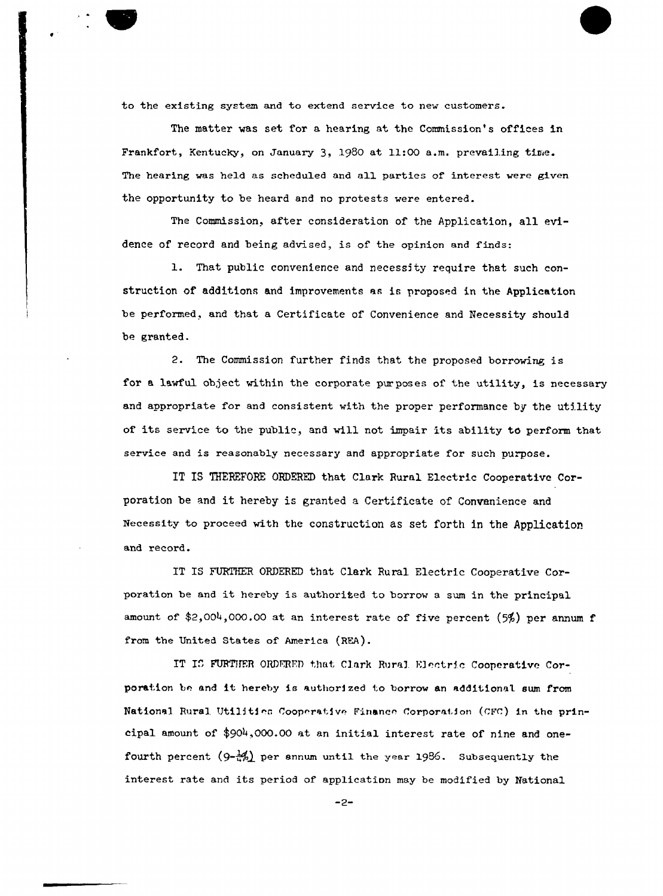to the existing system and to extend service to new customers.

The matter was set for a hearing at the Commission's offices in Frankfort, Kentucky, on January 3, 1980 at 11:00 a.m. prevailing time. The hearing was held as scheduled and all parties of interest were given the opportunity to be heard and no protests were entered.

The Commission, after consideration of the Application, all evidence of record and being advised, is of the opinion and finds:

1. That public convenience and necessity require that such construction of additions and improvements as is proposed in the Application be performed, and that a Certificate of Convenience and Necessity should be granted.

2. The Commission further finds that the proposed borrowing is for a lawful object within the corporate purposes of the utility, is necessary and appropriate for and consistent with the proper performance by the utility of its service to the public, and will not impair its ability to perform that service and is reasonably necessary and appropriate for such purpose.

IT IS THEREFORE ORDERED that Clark Rural Electric Cooperative Corporation be and it hereby is granted a Certificate of Convanience and Necessity to proceed with the construction as set forth in the Application and record.

IT IS FURTHER ORDERED that Clark Rural Electric Cooperative Corporation be and it hereby is authorized to borrow a sum in the principal amount of $2,004,000.00 at an interest rate of five percent (5%) per annum f from the United States of America (REA).

IT IS FURTHER ORDERED that Clark Rural Electric Cooperative Corporation be and it hereby is authorized to borrow an additional sum from National Rural Utilities Cooperative Finance Corporation (CFC) in the principal amount of $904,000.00 at an initial interest rate of nine and one-fourth percent (9-¼%) per annum until the year 1986. Subsequently the interest rate and its period of application may be modified by National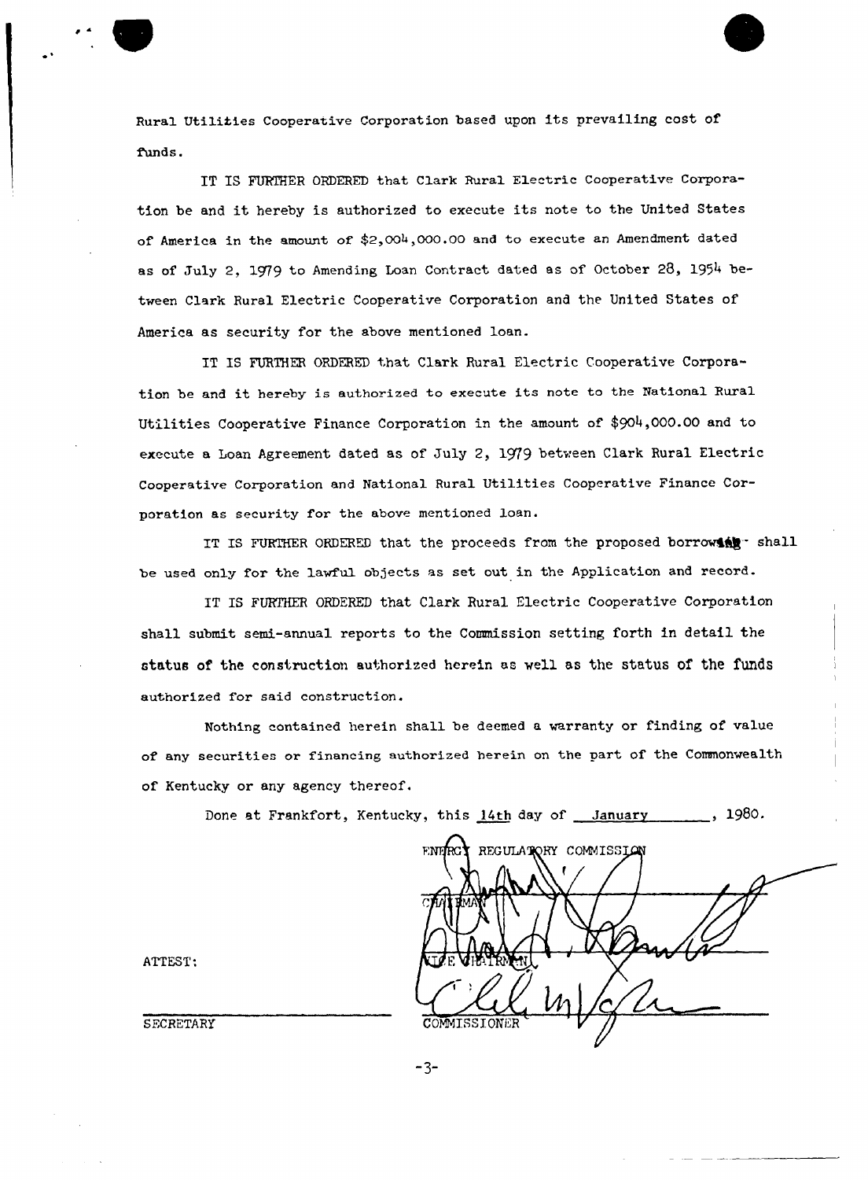Rural Utilities Cooperative Corporation based upon its prevailing cost of funds.

IT IS FURTHER ORDERED that Clark Rural Electric Cooperative Corporation be and it hereby is authorized to execute its note to the United States of America in the amount of $2,004,000.00 and to execute an Amendment dated as of July 2, 1979 to Amending Loan Contract dated as of October 28, 1954 between Clark Rural Electric Cooperative Corporation and the United States of America as security for the above mentioned loan.

IT IS FURTHER ORDERED that Clark Rural Electric Cooperative Corporation be and it hereby is authorized to execute its note to the National Rural Utilities Cooperative Finance Corporation in the amount of $904,000.00 and to execute a Loan Agreement dated as of July 2, 1979 between Clark Rural Electric Cooperative Corporation and National Rural Utilities Cooperative Finance Corporation as security for the above mentioned loan.

IT IS FURTHER ORDERED that the proceeds from the proposed borrowing shall be used only for the lawful objects as set out in the Application and record.

IT IS FURTHER ORDERED that Clark Rural Electric Cooperative Corporation shall submit semi-annual reports to the Commission setting forth in detail the status of the construction authorized herein as well as the status of the funds authorized for said construction.

Nothing contained herein shall be deemed a warranty or finding of value of any securities or financing authorized herein on the part of the Commonwealth of Kentucky or any agency thereof.

Done at Frankfort, Kentucky, this 14th day of January, 1980.

ENERGY REGULATORY COMMISSION

CHAIRMAN

VICE CHAIRMAN

COMMISSIONER

ATTEST:

SECRETARY